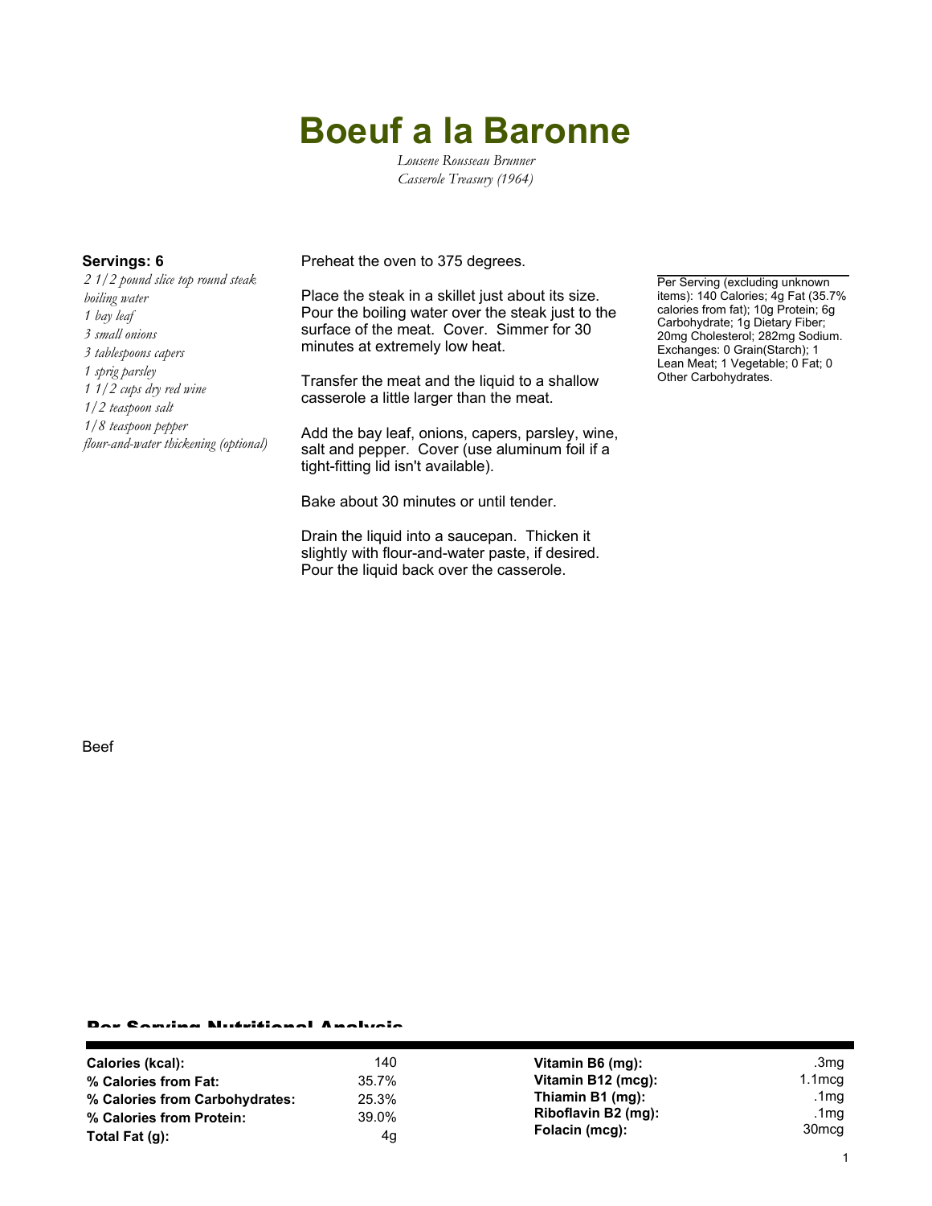# Boeuf a la Baronne

*Lousene Rousseau Brunner*
*Casserole Treasury (1964)*

**Servings: 6**

*2 1/2 pound slice top round steak*
*boiling water*
*1 bay leaf*
*3 small onions*
*3 tablespoons capers*
*1 sprig parsley*
*1 1/2 cups dry red wine*
*1/2 teaspoon salt*
*1/8 teaspoon pepper*
*flour-and-water thickening (optional)*

Preheat the oven to 375 degrees.

Place the steak in a skillet just about its size. Pour the boiling water over the steak just to the surface of the meat. Cover. Simmer for 30 minutes at extremely low heat.

Transfer the meat and the liquid to a shallow casserole a little larger than the meat.

Add the bay leaf, onions, capers, parsley, wine, salt and pepper. Cover (use aluminum foil if a tight-fitting lid isn't available).

Bake about 30 minutes or until tender.

Drain the liquid into a saucepan. Thicken it slightly with flour-and-water paste, if desired. Pour the liquid back over the casserole.

Per Serving (excluding unknown items): 140 Calories; 4g Fat (35.7% calories from fat); 10g Protein; 6g Carbohydrate; 1g Dietary Fiber; 20mg Cholesterol; 282mg Sodium. Exchanges: 0 Grain(Starch); 1 Lean Meat; 1 Vegetable; 0 Fat; 0 Other Carbohydrates.

Beef

## Per Serving Nutritional Analysis

| | | | |
|---|---|---|---|
| **Calories (kcal):** | 140 | **Vitamin B6 (mg):** | .3mg |
| **% Calories from Fat:** | 35.7% | **Vitamin B12 (mcg):** | 1.1mcg |
| **% Calories from Carbohydrates:** | 25.3% | **Thiamin B1 (mg):** | .1mg |
| **% Calories from Protein:** | 39.0% | **Riboflavin B2 (mg):** | .1mg |
| **Total Fat (g):** | 4g | **Folacin (mcg):** | 30mcg |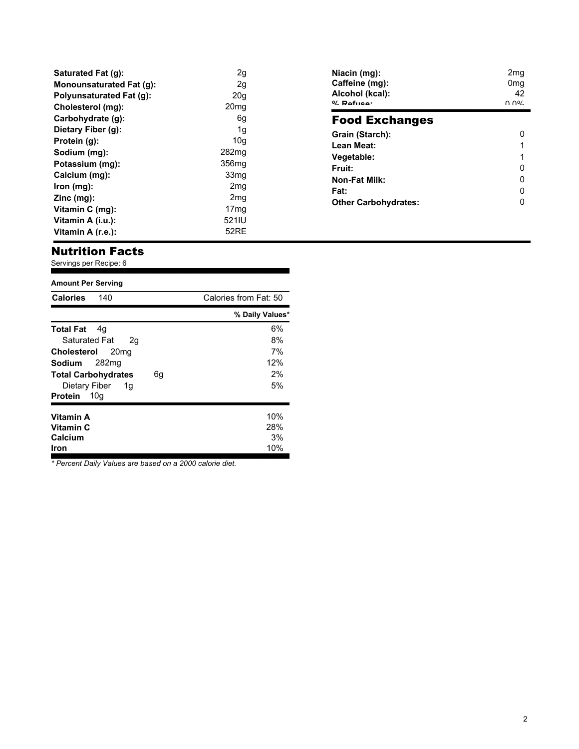| | |
|---|---|
| **Saturated Fat (g):** | 2g |
| **Monounsaturated Fat (g):** | 2g |
| **Polyunsaturated Fat (g):** | 20g |
| **Cholesterol (mg):** | 20mg |
| **Carbohydrate (g):** | 6g |
| **Dietary Fiber (g):** | 1g |
| **Protein (g):** | 10g |
| **Sodium (mg):** | 282mg |
| **Potassium (mg):** | 356mg |
| **Calcium (mg):** | 33mg |
| **Iron (mg):** | 2mg |
| **Zinc (mg):** | 2mg |
| **Vitamin C (mg):** | 17mg |
| **Vitamin A (i.u.):** | 521IU |
| **Vitamin A (r.e.):** | 52RE |
| **Niacin (mg):** | 2mg |
| **Caffeine (mg):** | 0mg |
| **Alcohol (kcal):** | 42 |
| **% Refuse:** | 0.0% |

## Food Exchanges

| | |
|---|---|
| **Grain (Starch):** | 0 |
| **Lean Meat:** | 1 |
| **Vegetable:** | 1 |
| **Fruit:** | 0 |
| **Non-Fat Milk:** | 0 |
| **Fat:** | 0 |
| **Other Carbohydrates:** | 0 |

## Nutrition Facts

Servings per Recipe: 6

**Amount Per Serving**

| | |
|---|---|
| **Calories** 140 | Calories from Fat: 50 |
| | **% Daily Values*** |
| **Total Fat** 4g | 6% |
| Saturated Fat 2g | 8% |
| **Cholesterol** 20mg | 7% |
| **Sodium** 282mg | 12% |
| **Total Carbohydrates** 6g | 2% |
| Dietary Fiber 1g | 5% |
| **Protein** 10g | |
| **Vitamin A** | 10% |
| **Vitamin C** | 28% |
| **Calcium** | 3% |
| **Iron** | 10% |

*\* Percent Daily Values are based on a 2000 calorie diet.*